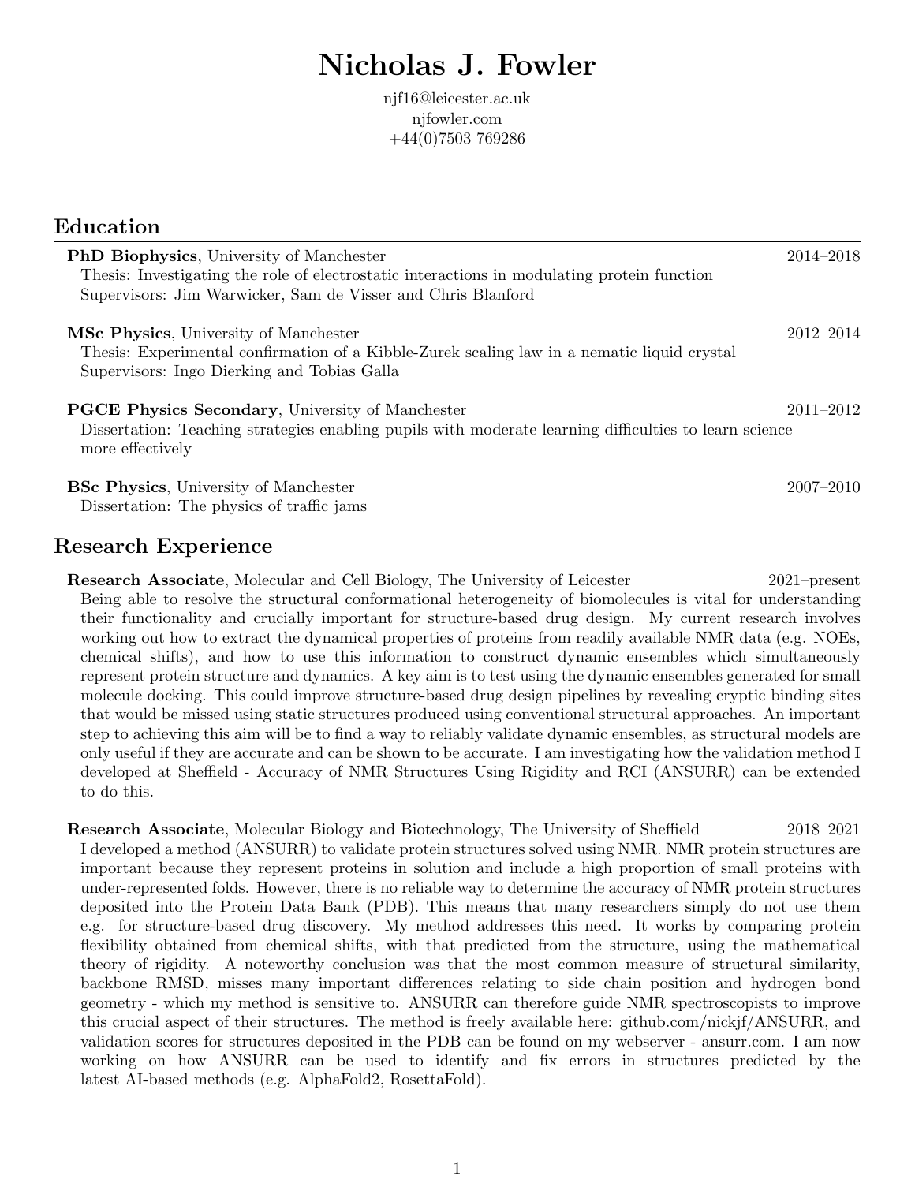# Nicholas J. Fowler

njf16@leicester.ac.uk
njfowler.com
+44(0)7503 769286

## Education

**PhD Biophysics**, University of Manchester — 2014–2018
Thesis: Investigating the role of electrostatic interactions in modulating protein function
Supervisors: Jim Warwicker, Sam de Visser and Chris Blanford

**MSc Physics**, University of Manchester — 2012–2014
Thesis: Experimental confirmation of a Kibble-Zurek scaling law in a nematic liquid crystal
Supervisors: Ingo Dierking and Tobias Galla

**PGCE Physics Secondary**, University of Manchester — 2011–2012
Dissertation: Teaching strategies enabling pupils with moderate learning difficulties to learn science more effectively

**BSc Physics**, University of Manchester — 2007–2010
Dissertation: The physics of traffic jams

## Research Experience

**Research Associate**, Molecular and Cell Biology, The University of Leicester — 2021–present
Being able to resolve the structural conformational heterogeneity of biomolecules is vital for understanding their functionality and crucially important for structure-based drug design. My current research involves working out how to extract the dynamical properties of proteins from readily available NMR data (e.g. NOEs, chemical shifts), and how to use this information to construct dynamic ensembles which simultaneously represent protein structure and dynamics. A key aim is to test using the dynamic ensembles generated for small molecule docking. This could improve structure-based drug design pipelines by revealing cryptic binding sites that would be missed using static structures produced using conventional structural approaches. An important step to achieving this aim will be to find a way to reliably validate dynamic ensembles, as structural models are only useful if they are accurate and can be shown to be accurate. I am investigating how the validation method I developed at Sheffield - Accuracy of NMR Structures Using Rigidity and RCI (ANSURR) can be extended to do this.

**Research Associate**, Molecular Biology and Biotechnology, The University of Sheffield — 2018–2021
I developed a method (ANSURR) to validate protein structures solved using NMR. NMR protein structures are important because they represent proteins in solution and include a high proportion of small proteins with under-represented folds. However, there is no reliable way to determine the accuracy of NMR protein structures deposited into the Protein Data Bank (PDB). This means that many researchers simply do not use them e.g. for structure-based drug discovery. My method addresses this need. It works by comparing protein flexibility obtained from chemical shifts, with that predicted from the structure, using the mathematical theory of rigidity. A noteworthy conclusion was that the most common measure of structural similarity, backbone RMSD, misses many important differences relating to side chain position and hydrogen bond geometry - which my method is sensitive to. ANSURR can therefore guide NMR spectroscopists to improve this crucial aspect of their structures. The method is freely available here: github.com/nickjf/ANSURR, and validation scores for structures deposited in the PDB can be found on my webserver - ansurr.com. I am now working on how ANSURR can be used to identify and fix errors in structures predicted by the latest AI-based methods (e.g. AlphaFold2, RosettaFold).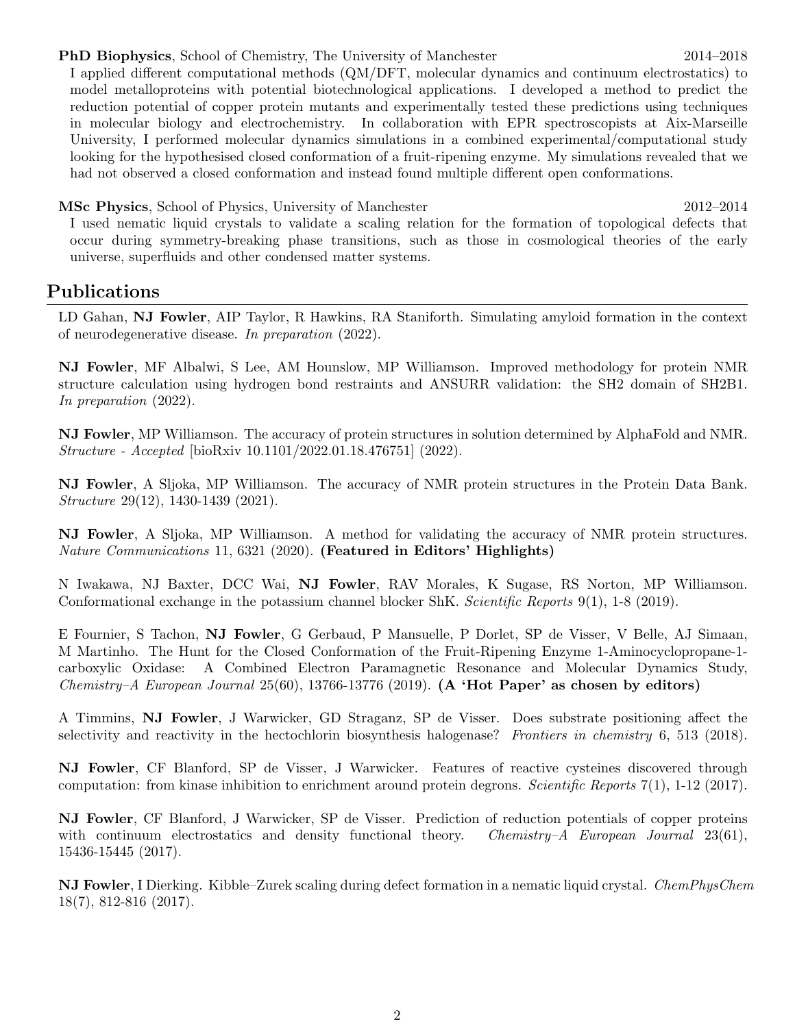**PhD Biophysics**, School of Chemistry, The University of Manchester 2014–2018

I applied different computational methods (QM/DFT, molecular dynamics and continuum electrostatics) to model metalloproteins with potential biotechnological applications. I developed a method to predict the reduction potential of copper protein mutants and experimentally tested these predictions using techniques in molecular biology and electrochemistry. In collaboration with EPR spectroscopists at Aix-Marseille University, I performed molecular dynamics simulations in a combined experimental/computational study looking for the hypothesised closed conformation of a fruit-ripening enzyme. My simulations revealed that we had not observed a closed conformation and instead found multiple different open conformations.

**MSc Physics**, School of Physics, University of Manchester 2012–2014

I used nematic liquid crystals to validate a scaling relation for the formation of topological defects that occur during symmetry-breaking phase transitions, such as those in cosmological theories of the early universe, superfluids and other condensed matter systems.

## Publications

LD Gahan, **NJ Fowler**, AIP Taylor, R Hawkins, RA Staniforth. Simulating amyloid formation in the context of neurodegenerative disease. *In preparation* (2022).

**NJ Fowler**, MF Albalwi, S Lee, AM Hounslow, MP Williamson. Improved methodology for protein NMR structure calculation using hydrogen bond restraints and ANSURR validation: the SH2 domain of SH2B1. *In preparation* (2022).

**NJ Fowler**, MP Williamson. The accuracy of protein structures in solution determined by AlphaFold and NMR. *Structure - Accepted* [bioRxiv 10.1101/2022.01.18.476751] (2022).

**NJ Fowler**, A Sljoka, MP Williamson. The accuracy of NMR protein structures in the Protein Data Bank. *Structure* 29(12), 1430-1439 (2021).

**NJ Fowler**, A Sljoka, MP Williamson. A method for validating the accuracy of NMR protein structures. *Nature Communications* 11, 6321 (2020). **(Featured in Editors' Highlights)**

N Iwakawa, NJ Baxter, DCC Wai, **NJ Fowler**, RAV Morales, K Sugase, RS Norton, MP Williamson. Conformational exchange in the potassium channel blocker ShK. *Scientific Reports* 9(1), 1-8 (2019).

E Fournier, S Tachon, **NJ Fowler**, G Gerbaud, P Mansuelle, P Dorlet, SP de Visser, V Belle, AJ Simaan, M Martinho. The Hunt for the Closed Conformation of the Fruit-Ripening Enzyme 1-Aminocyclopropane-1-carboxylic Oxidase: A Combined Electron Paramagnetic Resonance and Molecular Dynamics Study, *Chemistry–A European Journal* 25(60), 13766-13776 (2019). **(A 'Hot Paper' as chosen by editors)**

A Timmins, **NJ Fowler**, J Warwicker, GD Straganz, SP de Visser. Does substrate positioning affect the selectivity and reactivity in the hectochlorin biosynthesis halogenase? *Frontiers in chemistry* 6, 513 (2018).

**NJ Fowler**, CF Blanford, SP de Visser, J Warwicker. Features of reactive cysteines discovered through computation: from kinase inhibition to enrichment around protein degrons. *Scientific Reports* 7(1), 1-12 (2017).

**NJ Fowler**, CF Blanford, J Warwicker, SP de Visser. Prediction of reduction potentials of copper proteins with continuum electrostatics and density functional theory. *Chemistry–A European Journal* 23(61), 15436-15445 (2017).

**NJ Fowler**, I Dierking. Kibble–Zurek scaling during defect formation in a nematic liquid crystal. *ChemPhysChem* 18(7), 812-816 (2017).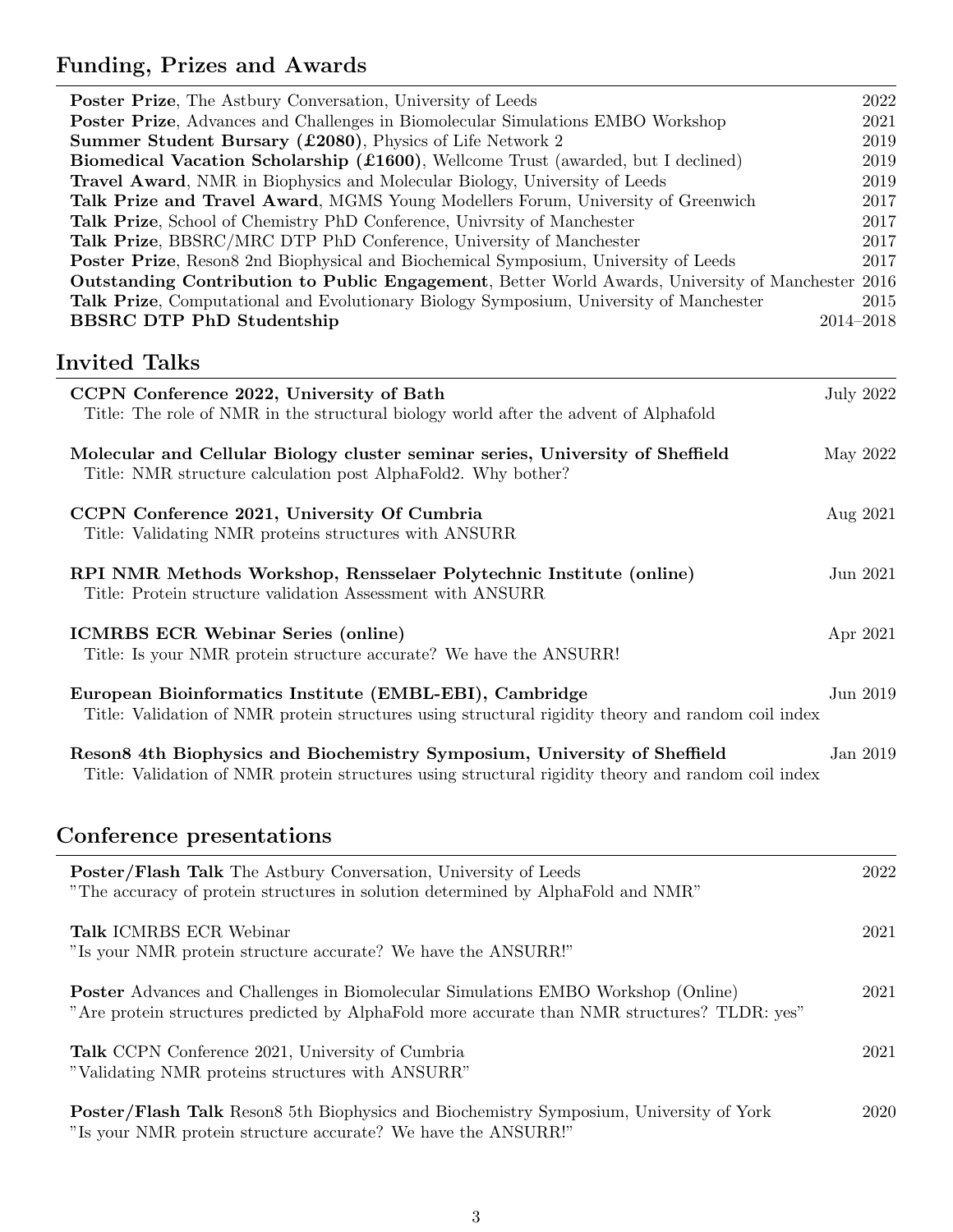## Funding, Prizes and Awards

- **Poster Prize**, The Astbury Conversation, University of Leeds — 2022
- **Poster Prize**, Advances and Challenges in Biomolecular Simulations EMBO Workshop — 2021
- **Summer Student Bursary (£2080)**, Physics of Life Network 2 — 2019
- **Biomedical Vacation Scholarship (£1600)**, Wellcome Trust (awarded, but I declined) — 2019
- **Travel Award**, NMR in Biophysics and Molecular Biology, University of Leeds — 2019
- **Talk Prize and Travel Award**, MGMS Young Modellers Forum, University of Greenwich — 2017
- **Talk Prize**, School of Chemistry PhD Conference, Univrsity of Manchester — 2017
- **Talk Prize**, BBSRC/MRC DTP PhD Conference, University of Manchester — 2017
- **Poster Prize**, Reson8 2nd Biophysical and Biochemical Symposium, University of Leeds — 2017
- **Outstanding Contribution to Public Engagement**, Better World Awards, University of Manchester — 2016
- **Talk Prize**, Computational and Evolutionary Biology Symposium, University of Manchester — 2015
- **BBSRC DTP PhD Studentship** — 2014–2018

## Invited Talks

**CCPN Conference 2022, University of Bath** — July 2022
Title: The role of NMR in the structural biology world after the advent of Alphafold

**Molecular and Cellular Biology cluster seminar series, University of Sheffield** — May 2022
Title: NMR structure calculation post AlphaFold2. Why bother?

**CCPN Conference 2021, University Of Cumbria** — Aug 2021
Title: Validating NMR proteins structures with ANSURR

**RPI NMR Methods Workshop, Rensselaer Polytechnic Institute (online)** — Jun 2021
Title: Protein structure validation Assessment with ANSURR

**ICMRBS ECR Webinar Series (online)** — Apr 2021
Title: Is your NMR protein structure accurate? We have the ANSURR!

**European Bioinformatics Institute (EMBL-EBI), Cambridge** — Jun 2019
Title: Validation of NMR protein structures using structural rigidity theory and random coil index

**Reson8 4th Biophysics and Biochemistry Symposium, University of Sheffield** — Jan 2019
Title: Validation of NMR protein structures using structural rigidity theory and random coil index

## Conference presentations

**Poster/Flash Talk** The Astbury Conversation, University of Leeds — 2022
"The accuracy of protein structures in solution determined by AlphaFold and NMR"

**Talk** ICMRBS ECR Webinar — 2021
"Is your NMR protein structure accurate? We have the ANSURR!"

**Poster** Advances and Challenges in Biomolecular Simulations EMBO Workshop (Online) — 2021
"Are protein structures predicted by AlphaFold more accurate than NMR structures? TLDR: yes"

**Talk** CCPN Conference 2021, University of Cumbria — 2021
"Validating NMR proteins structures with ANSURR"

**Poster/Flash Talk** Reson8 5th Biophysics and Biochemistry Symposium, University of York — 2020
"Is your NMR protein structure accurate? We have the ANSURR!"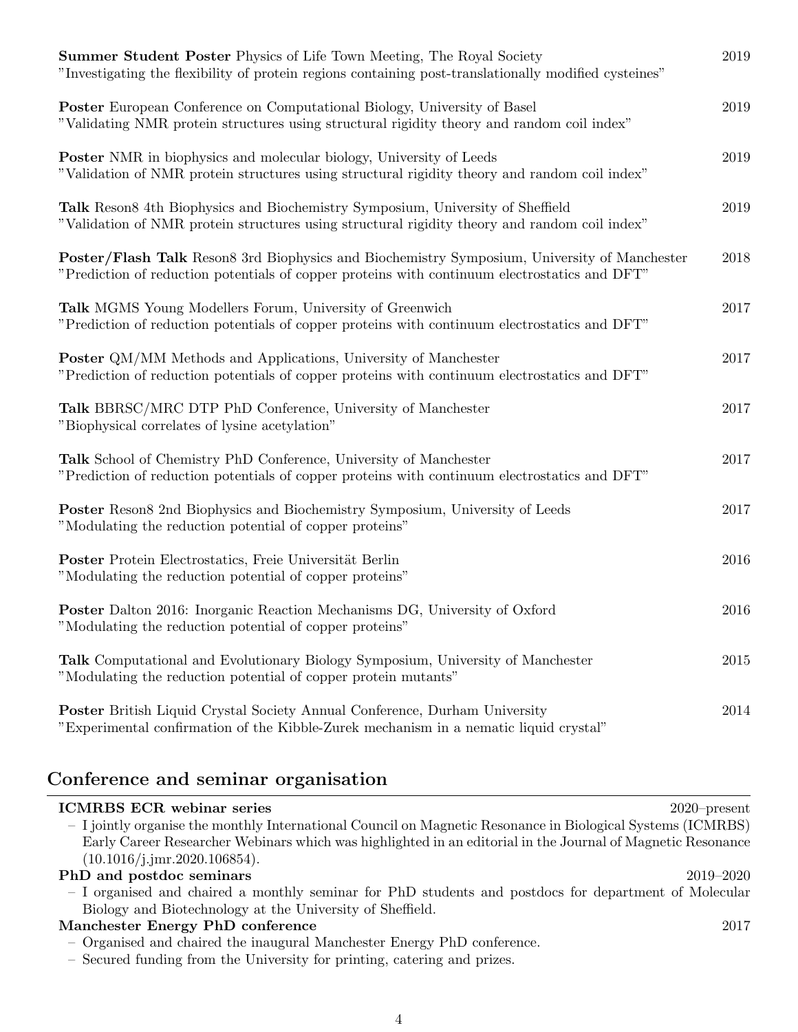**Summer Student Poster** Physics of Life Town Meeting, The Royal Society 2019
"Investigating the flexibility of protein regions containing post-translationally modified cysteines"

**Poster** European Conference on Computational Biology, University of Basel 2019
"Validating NMR protein structures using structural rigidity theory and random coil index"

**Poster** NMR in biophysics and molecular biology, University of Leeds 2019
"Validation of NMR protein structures using structural rigidity theory and random coil index"

**Talk** Reson8 4th Biophysics and Biochemistry Symposium, University of Sheffield 2019
"Validation of NMR protein structures using structural rigidity theory and random coil index"

**Poster/Flash Talk** Reson8 3rd Biophysics and Biochemistry Symposium, University of Manchester 2018
"Prediction of reduction potentials of copper proteins with continuum electrostatics and DFT"

**Talk** MGMS Young Modellers Forum, University of Greenwich 2017
"Prediction of reduction potentials of copper proteins with continuum electrostatics and DFT"

**Poster** QM/MM Methods and Applications, University of Manchester 2017
"Prediction of reduction potentials of copper proteins with continuum electrostatics and DFT"

**Talk** BBRSC/MRC DTP PhD Conference, University of Manchester 2017
"Biophysical correlates of lysine acetylation"

**Talk** School of Chemistry PhD Conference, University of Manchester 2017
"Prediction of reduction potentials of copper proteins with continuum electrostatics and DFT"

**Poster** Reson8 2nd Biophysics and Biochemistry Symposium, University of Leeds 2017
"Modulating the reduction potential of copper proteins"

**Poster** Protein Electrostatics, Freie Universität Berlin 2016
"Modulating the reduction potential of copper proteins"

**Poster** Dalton 2016: Inorganic Reaction Mechanisms DG, University of Oxford 2016
"Modulating the reduction potential of copper proteins"

**Talk** Computational and Evolutionary Biology Symposium, University of Manchester 2015
"Modulating the reduction potential of copper protein mutants"

**Poster** British Liquid Crystal Society Annual Conference, Durham University 2014
"Experimental confirmation of the Kibble-Zurek mechanism in a nematic liquid crystal"

## Conference and seminar organisation

**ICMRBS ECR webinar series** 2020–present
- I jointly organise the monthly International Council on Magnetic Resonance in Biological Systems (ICMRBS) Early Career Researcher Webinars which was highlighted in an editorial in the Journal of Magnetic Resonance (10.1016/j.jmr.2020.106854).

**PhD and postdoc seminars** 2019–2020
- I organised and chaired a monthly seminar for PhD students and postdocs for department of Molecular Biology and Biotechnology at the University of Sheffield.

**Manchester Energy PhD conference** 2017
- Organised and chaired the inaugural Manchester Energy PhD conference.
- Secured funding from the University for printing, catering and prizes.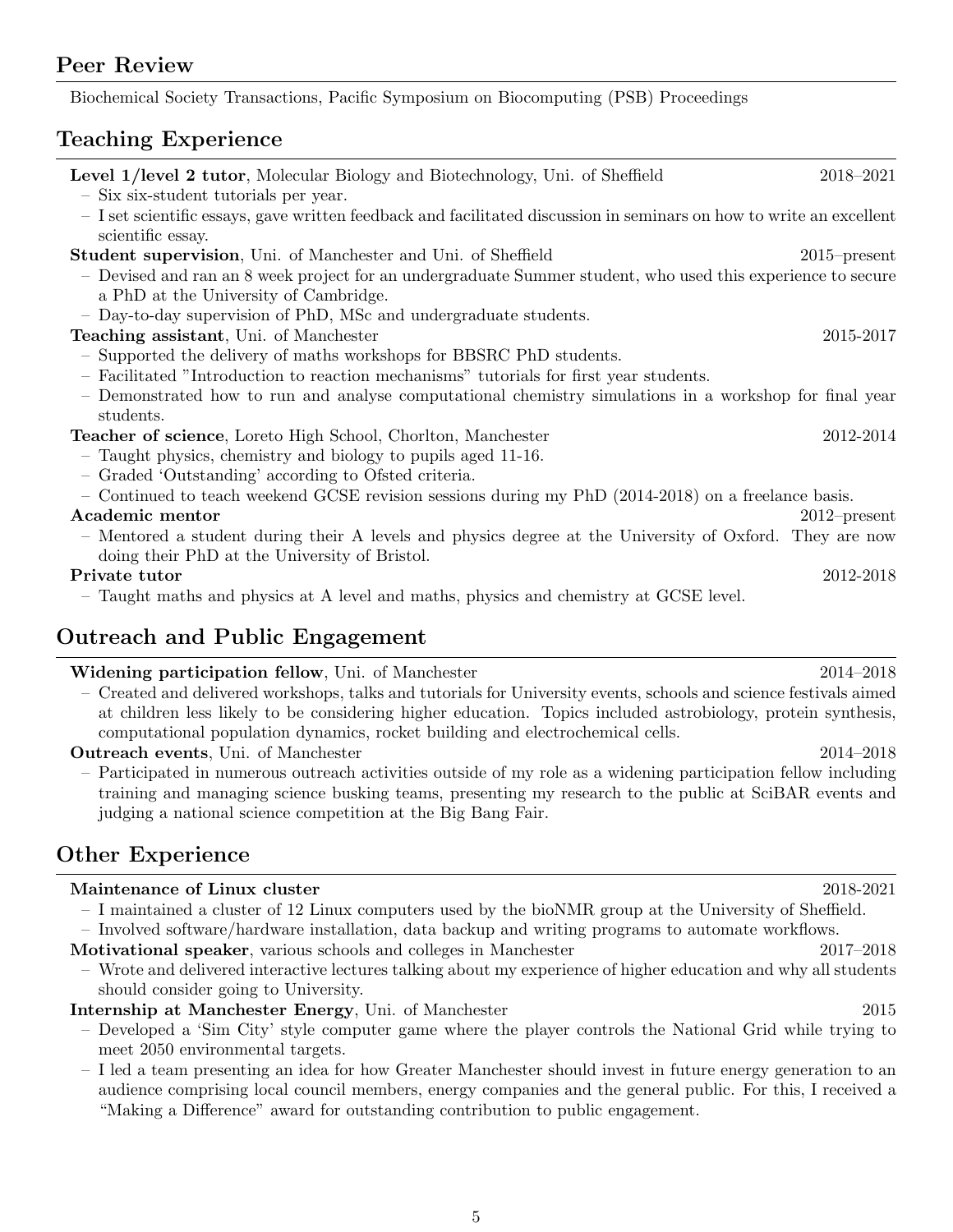## Peer Review

Biochemical Society Transactions, Pacific Symposium on Biocomputing (PSB) Proceedings

## Teaching Experience

**Level 1/level 2 tutor**, Molecular Biology and Biotechnology, Uni. of Sheffield — 2018–2021

- Six six-student tutorials per year.
- I set scientific essays, gave written feedback and facilitated discussion in seminars on how to write an excellent scientific essay.

**Student supervision**, Uni. of Manchester and Uni. of Sheffield — 2015–present

- Devised and ran an 8 week project for an undergraduate Summer student, who used this experience to secure a PhD at the University of Cambridge.
- Day-to-day supervision of PhD, MSc and undergraduate students.

**Teaching assistant**, Uni. of Manchester — 2015-2017

- Supported the delivery of maths workshops for BBSRC PhD students.
- Facilitated "Introduction to reaction mechanisms" tutorials for first year students.
- Demonstrated how to run and analyse computational chemistry simulations in a workshop for final year students.

**Teacher of science**, Loreto High School, Chorlton, Manchester — 2012-2014

- Taught physics, chemistry and biology to pupils aged 11-16.
- Graded 'Outstanding' according to Ofsted criteria.
- Continued to teach weekend GCSE revision sessions during my PhD (2014-2018) on a freelance basis.

**Academic mentor** — 2012–present

- Mentored a student during their A levels and physics degree at the University of Oxford. They are now doing their PhD at the University of Bristol.

**Private tutor** — 2012-2018

- Taught maths and physics at A level and maths, physics and chemistry at GCSE level.

## Outreach and Public Engagement

**Widening participation fellow**, Uni. of Manchester — 2014–2018

- Created and delivered workshops, talks and tutorials for University events, schools and science festivals aimed at children less likely to be considering higher education. Topics included astrobiology, protein synthesis, computational population dynamics, rocket building and electrochemical cells.

**Outreach events**, Uni. of Manchester — 2014–2018

- Participated in numerous outreach activities outside of my role as a widening participation fellow including training and managing science busking teams, presenting my research to the public at SciBAR events and judging a national science competition at the Big Bang Fair.

## Other Experience

**Maintenance of Linux cluster** — 2018-2021

- I maintained a cluster of 12 Linux computers used by the bioNMR group at the University of Sheffield.
- Involved software/hardware installation, data backup and writing programs to automate workflows.

**Motivational speaker**, various schools and colleges in Manchester — 2017–2018

- Wrote and delivered interactive lectures talking about my experience of higher education and why all students should consider going to University.

**Internship at Manchester Energy**, Uni. of Manchester — 2015

- Developed a 'Sim City' style computer game where the player controls the National Grid while trying to meet 2050 environmental targets.
- I led a team presenting an idea for how Greater Manchester should invest in future energy generation to an audience comprising local council members, energy companies and the general public. For this, I received a "Making a Difference" award for outstanding contribution to public engagement.